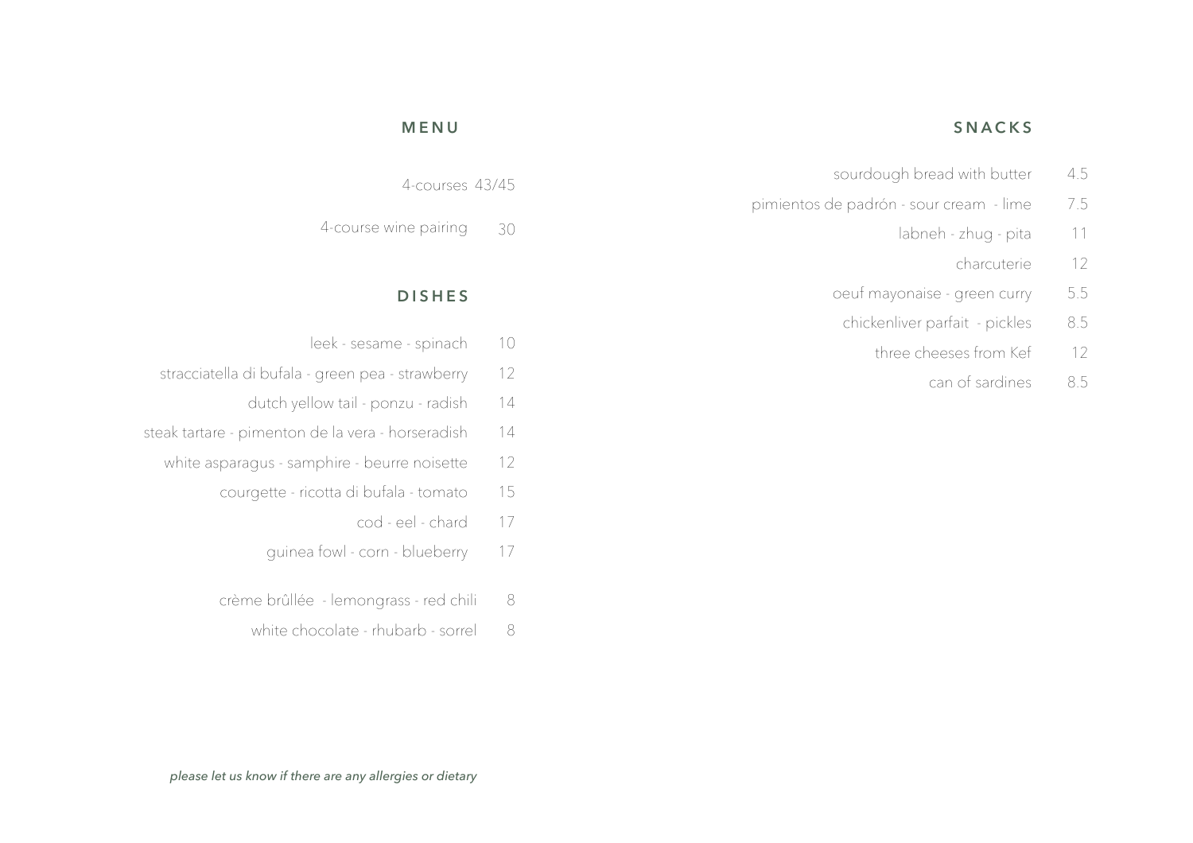## MENU

4-courses 43/45

4-course wine pairing 30

## DISHES

| Dish | Price |
| --- | --- |
| leek - sesame - spinach | 10 |
| stracciatella di bufala - green pea - strawberry | 12 |
| dutch yellow tail - ponzu - radish | 14 |
| steak tartare - pimenton de la vera - horseradish | 14 |
| white asparagus - samphire - beurre noisette | 12 |
| courgette - ricotta di bufala - tomato | 15 |
| cod - eel - chard | 17 |
| guinea fowl - corn - blueberry | 17 |
| crème brûllée - lemongrass - red chili | 8 |
| white chocolate - rhubarb - sorrel | 8 |

## SNACKS

| Snack | Price |
| --- | --- |
| sourdough bread with butter | 4.5 |
| pimientos de padrón - sour cream - lime | 7.5 |
| labneh - zhug - pita | 11 |
| charcuterie | 12 |
| oeuf mayonaise - green curry | 5.5 |
| chickenliver parfait - pickles | 8.5 |
| three cheeses from Kef | 12 |
| can of sardines | 8.5 |

*please let us know if there are any allergies or dietary*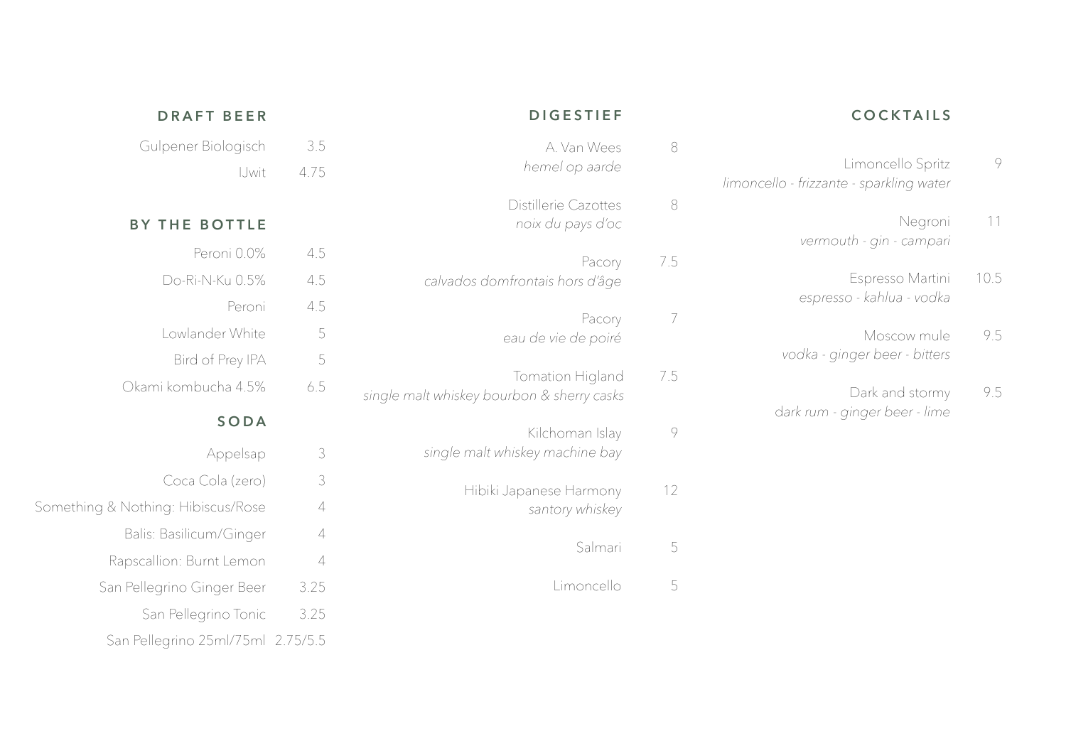## DRAFT BEER

| | |
|---|---|
| Gulpener Biologisch | 3.5 |
| IJwit | 4.75 |

## BY THE BOTTLE

| | |
|---|---|
| Peroni 0.0% | 4.5 |
| Do-Ri-N-Ku 0.5% | 4.5 |
| Peroni | 4.5 |
| Lowlander White | 5 |
| Bird of Prey IPA | 5 |
| Okami kombucha 4.5% | 6.5 |

## SODA

| | |
|---|---|
| Appelsap | 3 |
| Coca Cola (zero) | 3 |
| Something & Nothing: Hibiscus/Rose | 4 |
| Balis: Basilicum/Ginger | 4 |
| Rapscallion: Burnt Lemon | 4 |
| San Pellegrino Ginger Beer | 3.25 |
| San Pellegrino Tonic | 3.25 |
| San Pellegrino 25ml/75ml | 2.75/5.5 |

## DIGESTIEF

A. Van Wees — 8
*hemel op aarde*

Distillerie Cazottes — 8
*noix du pays d'oc*

Pacory — 7.5
*calvados domfrontais hors d'âge*

Pacory — 7
*eau de vie de poiré*

Tomation Higland — 7.5
*single malt whiskey bourbon & sherry casks*

Kilchoman Islay — 9
*single malt whiskey machine bay*

Hibiki Japanese Harmony — 12
*santory whiskey*

Salmari — 5

Limoncello — 5

## COCKTAILS

Limoncello Spritz — 9
*limoncello - frizzante - sparkling water*

Negroni — 11
*vermouth - gin - campari*

Espresso Martini — 10.5
*espresso - kahlua - vodka*

Moscow mule — 9.5
*vodka - ginger beer - bitters*

Dark and stormy — 9.5
*dark rum - ginger beer - lime*